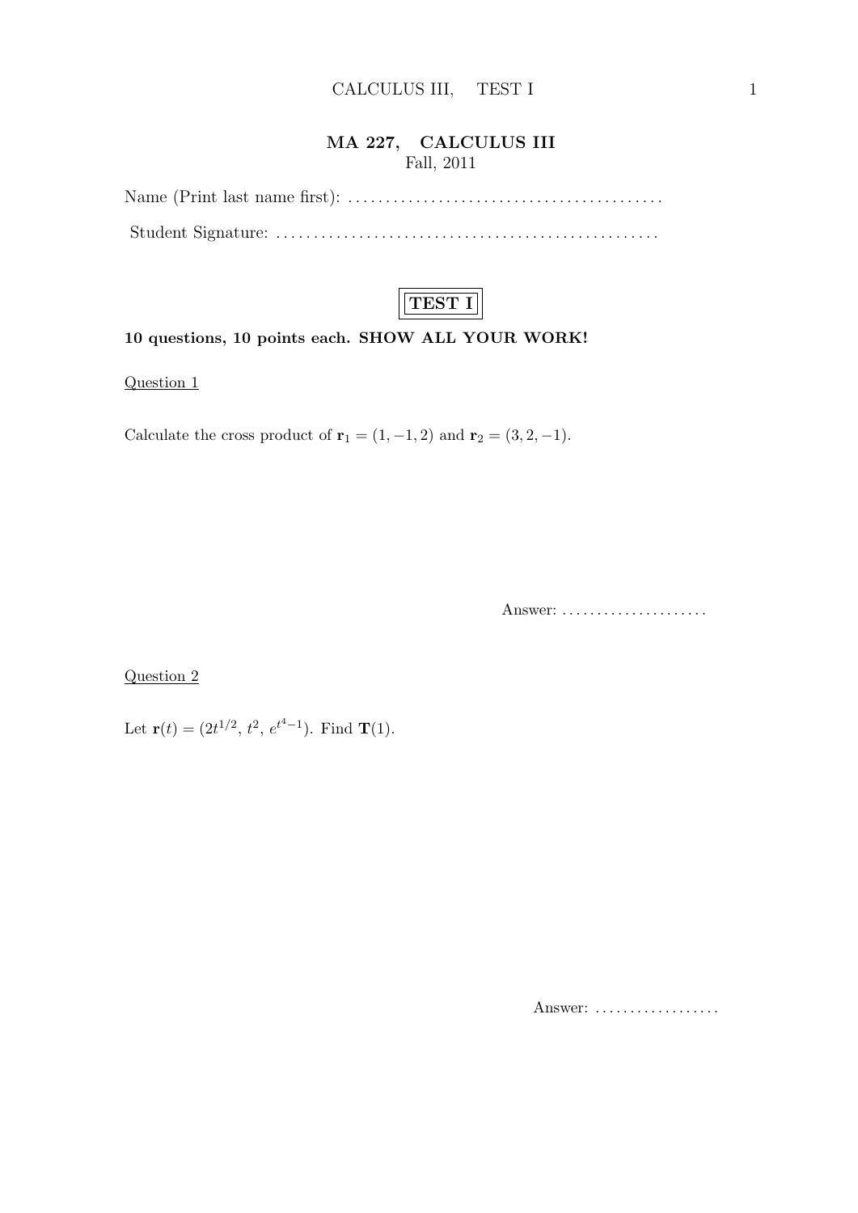## MA 227, CALCULUS III

Fall, 2011

Name (Print last name first): ..........................................

Student Signature: ..................................................

# TEST I

**10 questions, 10 points each. SHOW ALL YOUR WORK!**

Question 1

Calculate the cross product of $\mathbf{r}_1 = (1, -1, 2)$ and $\mathbf{r}_2 = (3, 2, -1)$.

Answer: .....................

Question 2

Let $\mathbf{r}(t) = (2t^{1/2},\, t^2,\, e^{t^4-1})$. Find $\mathbf{T}(1)$.

Answer: ..................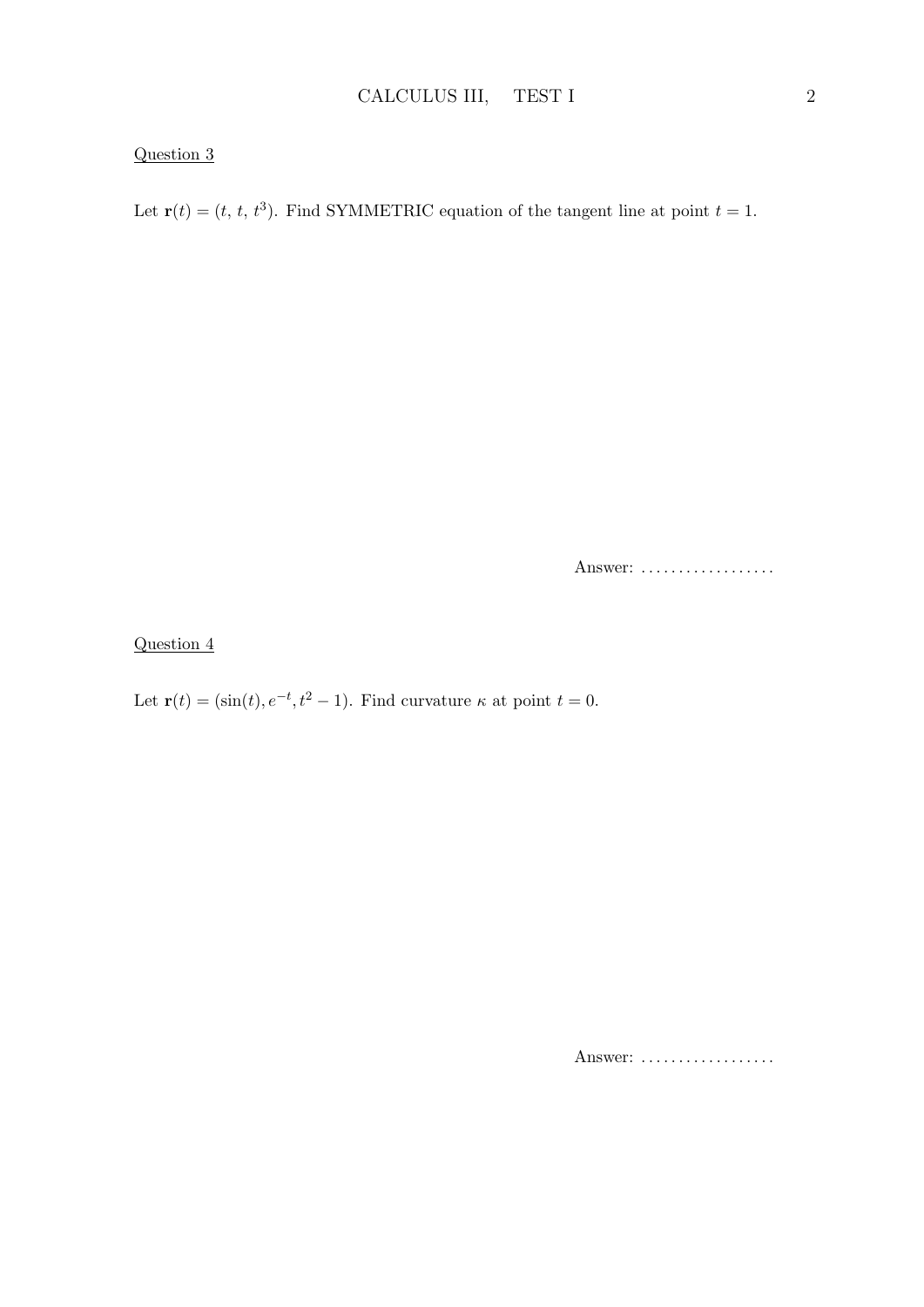Question 3

Let $\mathbf{r}(t) = (t,\, t,\, t^3)$. Find SYMMETRIC equation of the tangent line at point $t = 1$.

Answer: ..................

Question 4

Let $\mathbf{r}(t) = (\sin(t), e^{-t}, t^2 - 1)$. Find curvature $\kappa$ at point $t = 0$.

Answer: ..................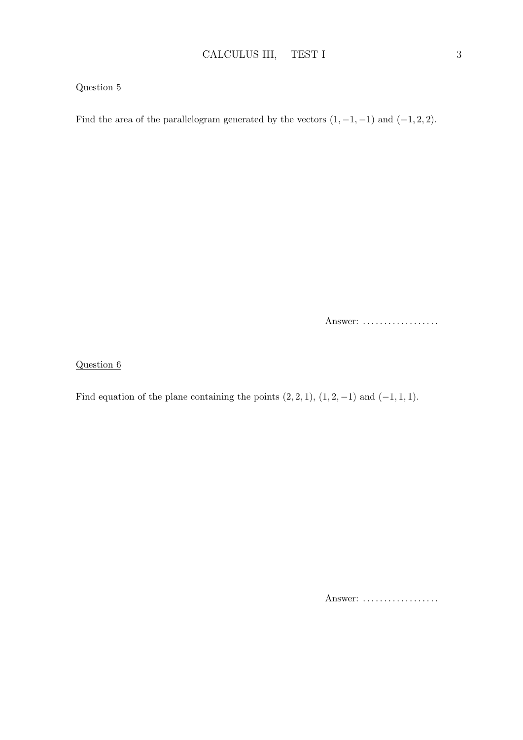Question 5

Find the area of the parallelogram generated by the vectors $(1, -1, -1)$ and $(-1, 2, 2)$.

Answer: ..................

Question 6

Find equation of the plane containing the points $(2, 2, 1)$, $(1, 2, -1)$ and $(-1, 1, 1)$.

Answer: ..................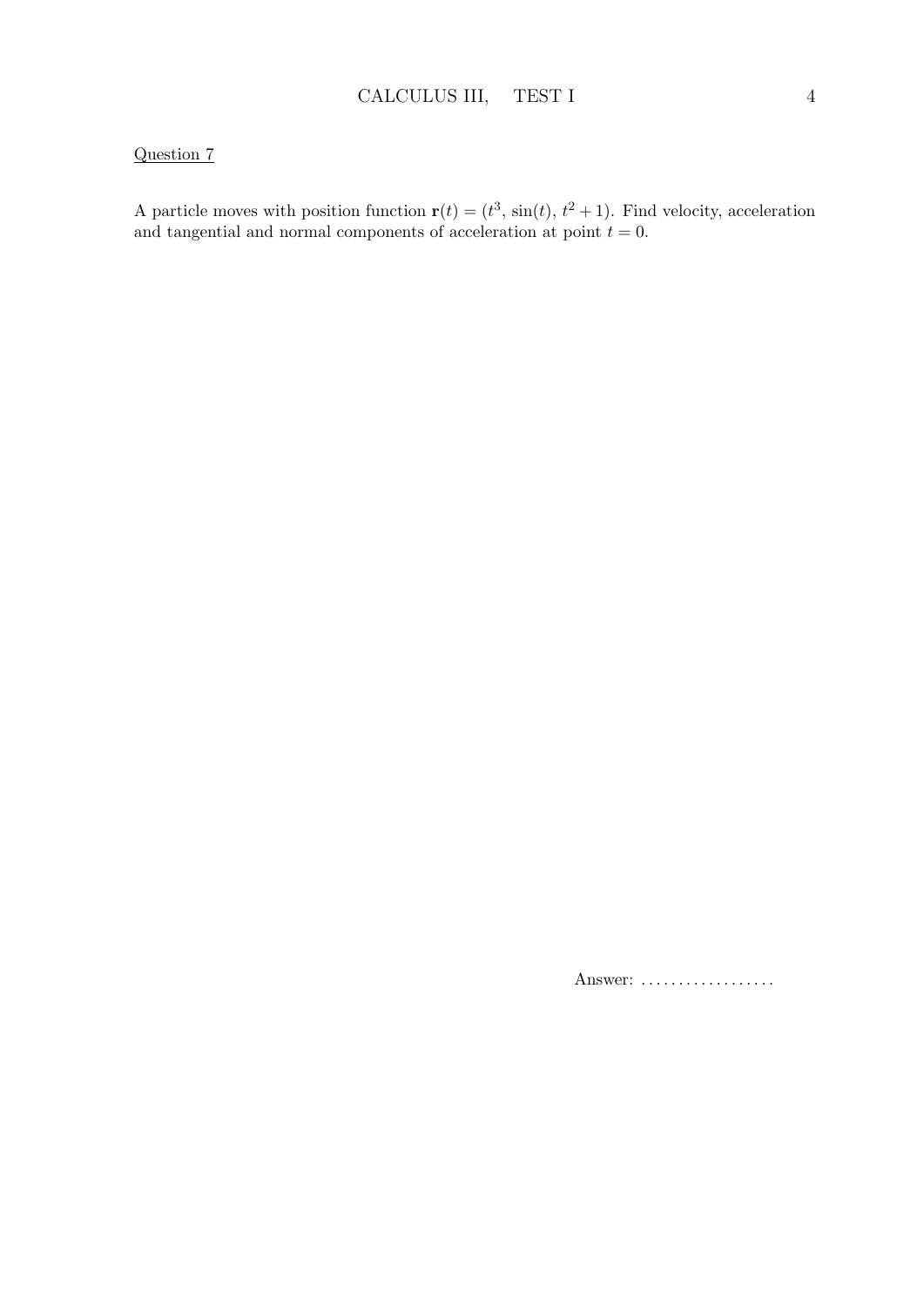Question 7

A particle moves with position function $\mathbf{r}(t) = (t^3, \sin(t), t^2 + 1)$. Find velocity, acceleration and tangential and normal components of acceleration at point $t = 0$.

Answer: ..................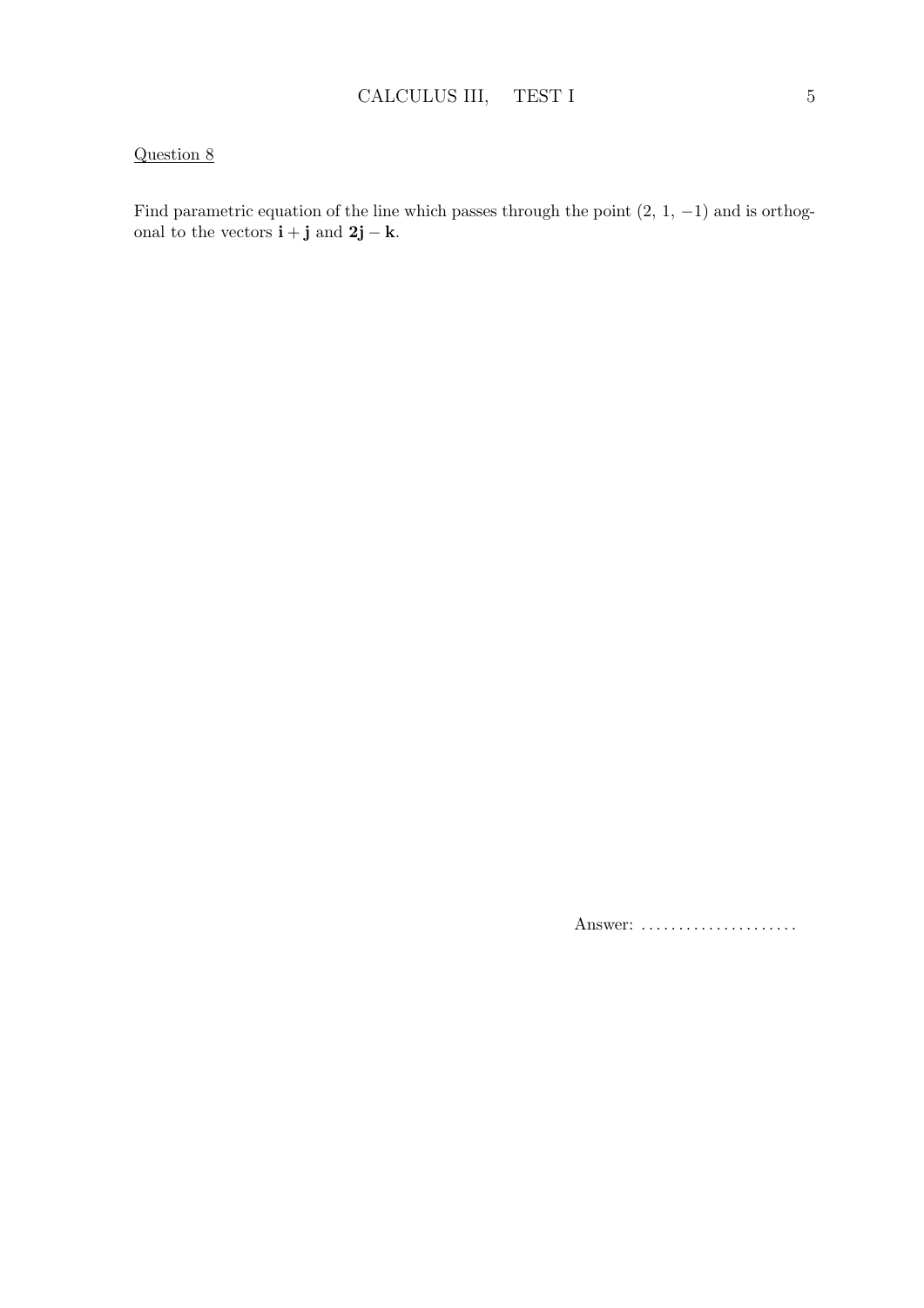Question 8

Find parametric equation of the line which passes through the point $(2, 1, -1)$ and is orthogonal to the vectors $\mathbf{i} + \mathbf{j}$ and $\mathbf{2j} - \mathbf{k}$.

Answer: .....................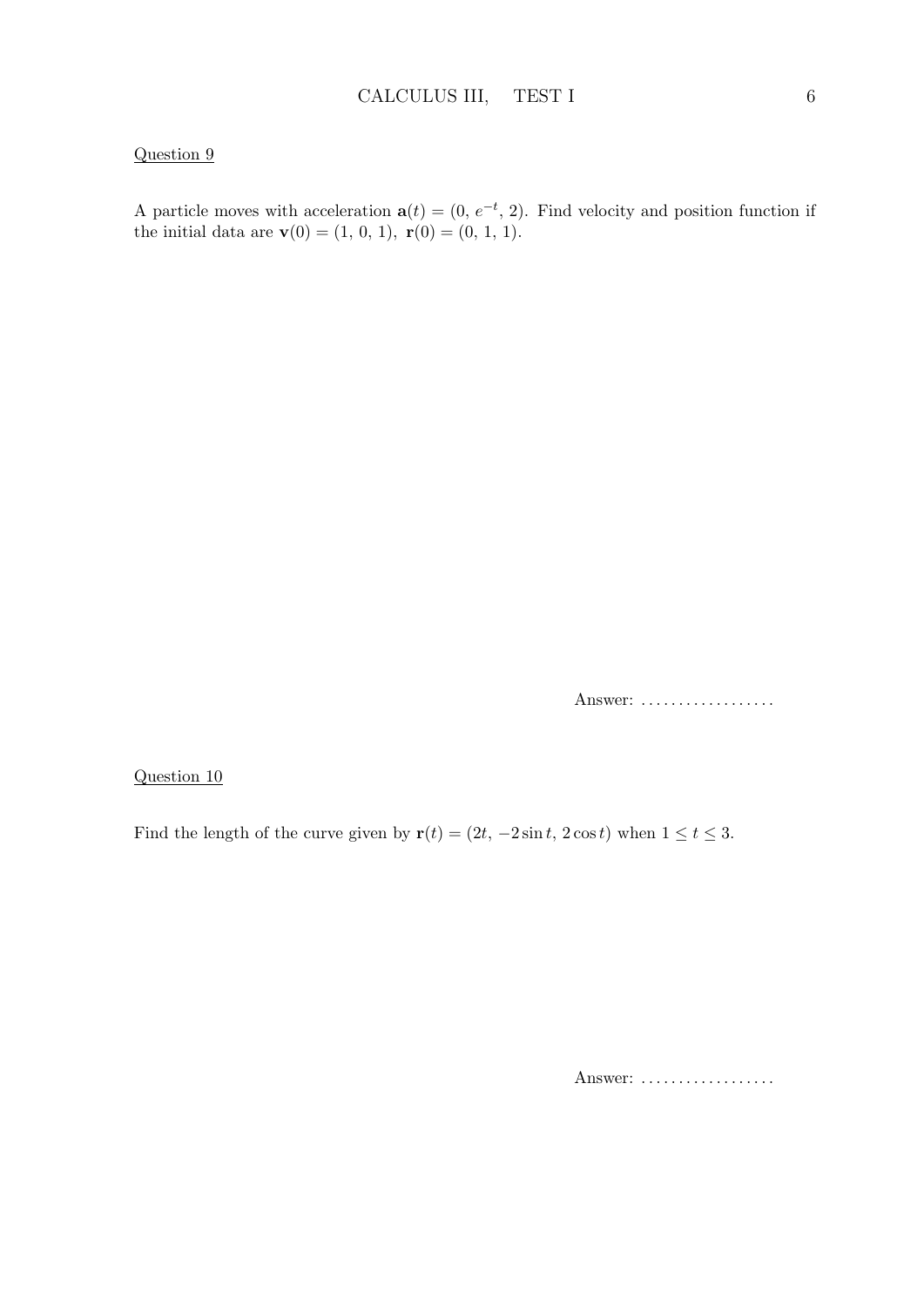Question 9

A particle moves with acceleration $\mathbf{a}(t) = (0,\, e^{-t},\, 2)$. Find velocity and position function if the initial data are $\mathbf{v}(0) = (1,\, 0,\, 1),\ \mathbf{r}(0) = (0,\, 1,\, 1)$.

Answer: ..................

Question 10

Find the length of the curve given by $\mathbf{r}(t) = (2t,\, -2\sin t,\, 2\cos t)$ when $1 \leq t \leq 3$.

Answer: ..................